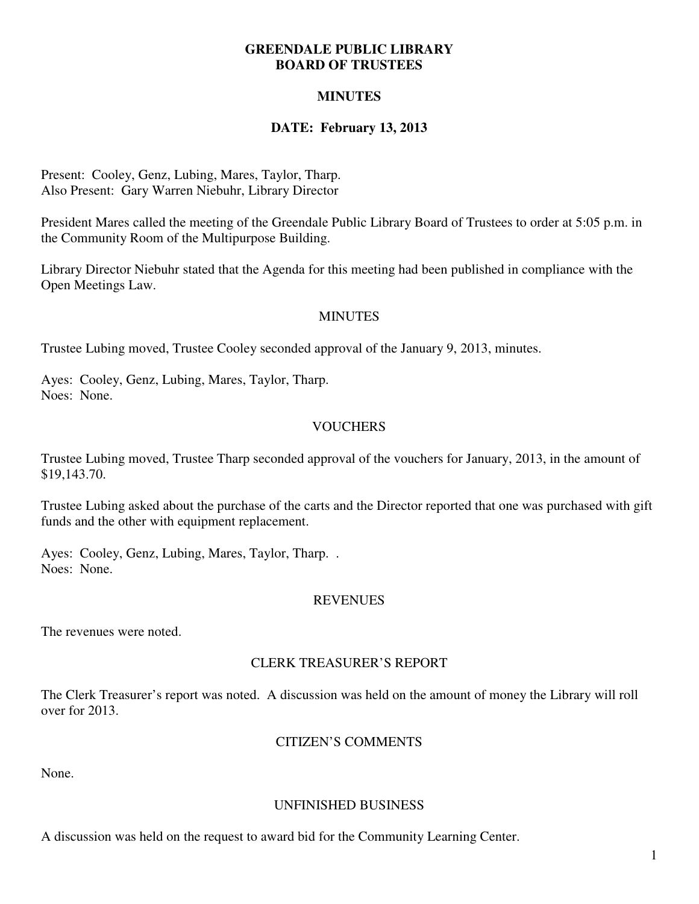# GREENDALE PUBLIC LIBRARY
# BOARD OF TRUSTEES

## MINUTES

## DATE: February 13, 2013

Present: Cooley, Genz, Lubing, Mares, Taylor, Tharp.
Also Present: Gary Warren Niebuhr, Library Director

President Mares called the meeting of the Greendale Public Library Board of Trustees to order at 5:05 p.m. in the Community Room of the Multipurpose Building.

Library Director Niebuhr stated that the Agenda for this meeting had been published in compliance with the Open Meetings Law.

### MINUTES

Trustee Lubing moved, Trustee Cooley seconded approval of the January 9, 2013, minutes.

Ayes: Cooley, Genz, Lubing, Mares, Taylor, Tharp.
Noes: None.

### VOUCHERS

Trustee Lubing moved, Trustee Tharp seconded approval of the vouchers for January, 2013, in the amount of $19,143.70.

Trustee Lubing asked about the purchase of the carts and the Director reported that one was purchased with gift funds and the other with equipment replacement.

Ayes: Cooley, Genz, Lubing, Mares, Taylor, Tharp. .
Noes: None.

### REVENUES

The revenues were noted.

### CLERK TREASURER'S REPORT

The Clerk Treasurer's report was noted. A discussion was held on the amount of money the Library will roll over for 2013.

### CITIZEN'S COMMENTS

None.

### UNFINISHED BUSINESS

A discussion was held on the request to award bid for the Community Learning Center.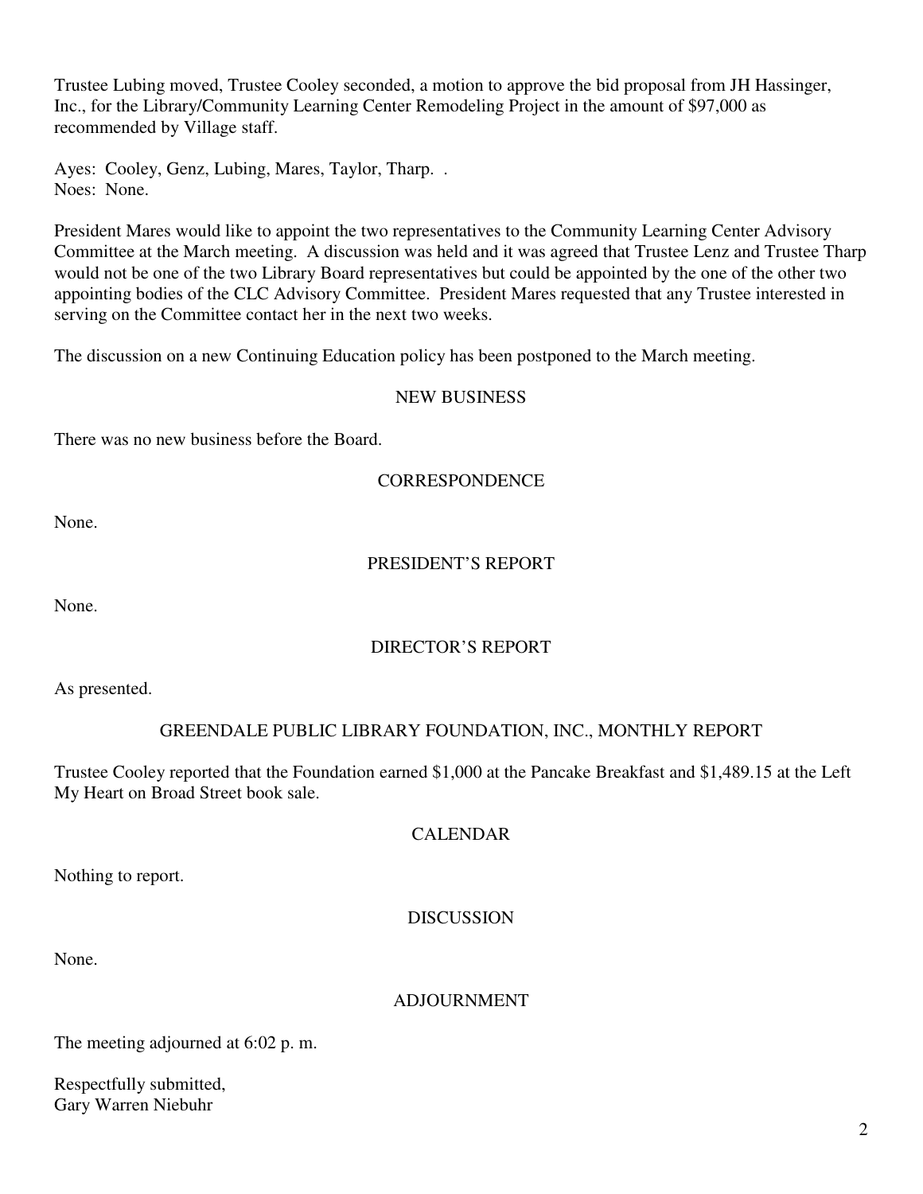Trustee Lubing moved, Trustee Cooley seconded, a motion to approve the bid proposal from JH Hassinger, Inc., for the Library/Community Learning Center Remodeling Project in the amount of $97,000 as recommended by Village staff.

Ayes: Cooley, Genz, Lubing, Mares, Taylor, Tharp. .
Noes: None.

President Mares would like to appoint the two representatives to the Community Learning Center Advisory Committee at the March meeting. A discussion was held and it was agreed that Trustee Lenz and Trustee Tharp would not be one of the two Library Board representatives but could be appointed by the one of the other two appointing bodies of the CLC Advisory Committee. President Mares requested that any Trustee interested in serving on the Committee contact her in the next two weeks.

The discussion on a new Continuing Education policy has been postponed to the March meeting.

## NEW BUSINESS

There was no new business before the Board.

## CORRESPONDENCE

None.

## PRESIDENT'S REPORT

None.

## DIRECTOR'S REPORT

As presented.

## GREENDALE PUBLIC LIBRARY FOUNDATION, INC., MONTHLY REPORT

Trustee Cooley reported that the Foundation earned $1,000 at the Pancake Breakfast and $1,489.15 at the Left My Heart on Broad Street book sale.

## CALENDAR

Nothing to report.

## DISCUSSION

None.

## ADJOURNMENT

The meeting adjourned at 6:02 p. m.

Respectfully submitted,
Gary Warren Niebuhr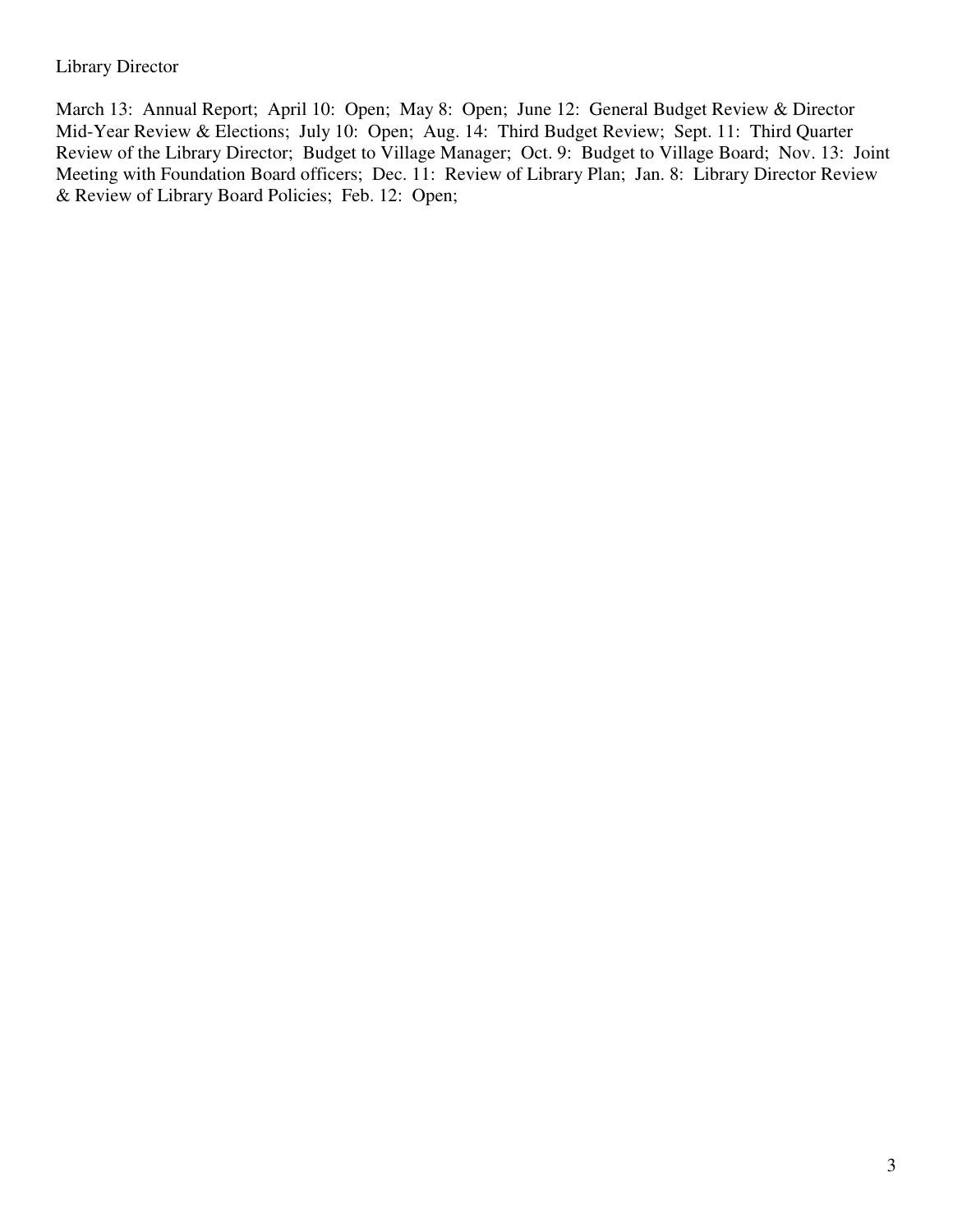Library Director

March 13: Annual Report; April 10: Open; May 8: Open; June 12: General Budget Review & Director Mid-Year Review & Elections; July 10: Open; Aug. 14: Third Budget Review; Sept. 11: Third Quarter Review of the Library Director; Budget to Village Manager; Oct. 9: Budget to Village Board; Nov. 13: Joint Meeting with Foundation Board officers; Dec. 11: Review of Library Plan; Jan. 8: Library Director Review & Review of Library Board Policies; Feb. 12: Open;